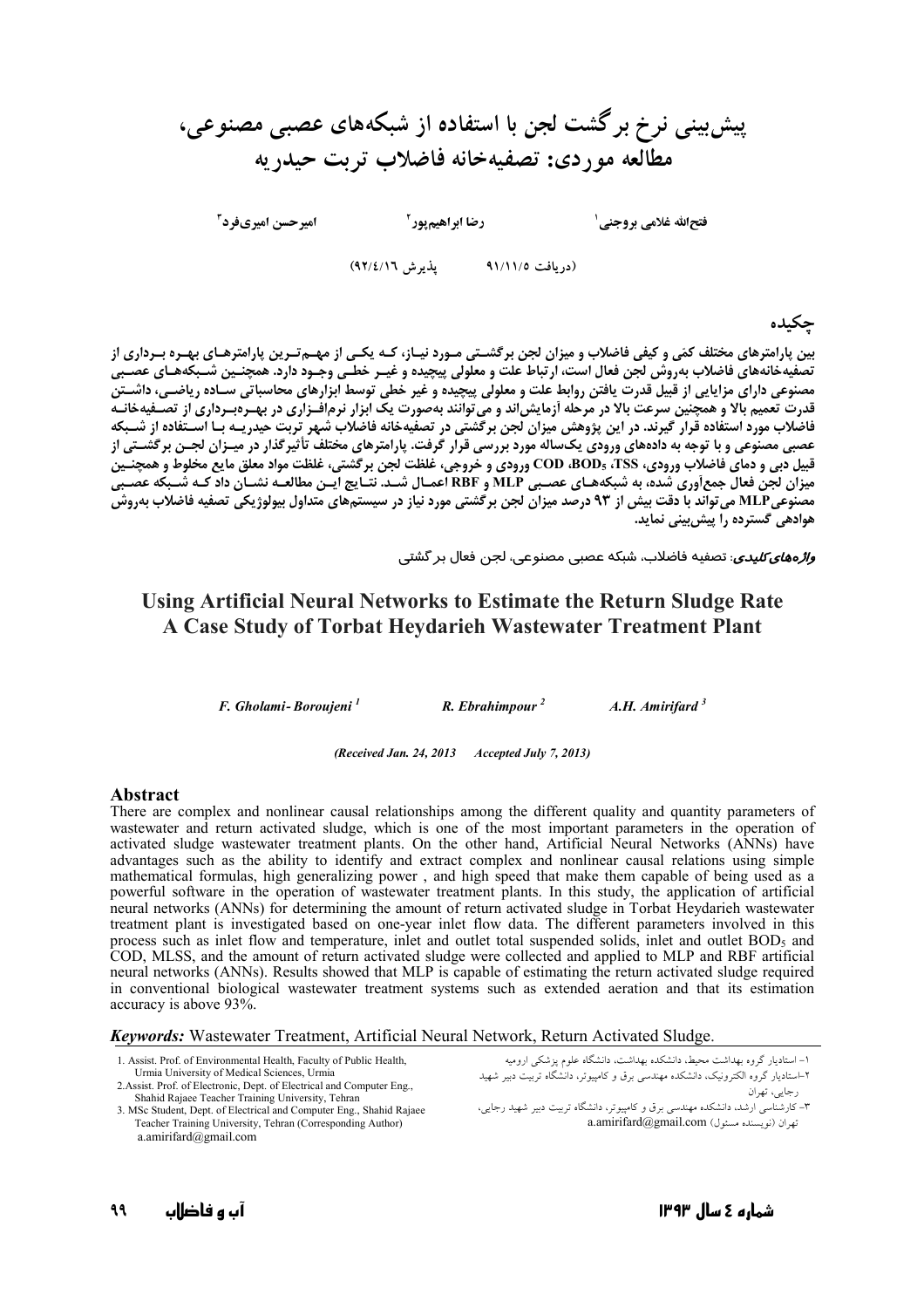# پیش‌بینی نرخ برگشت لجن با استفاده از شبکه‌های عصبی مصنوعی، مطالعه موردی: تصفیه‌خانه فاضلاب تربت حیدریه

فتح‌الله غلامی بروجنی[1] رضا ابراهیم‌پور[2] امیرحسن امیری‌فرد[3]

(دریافت ۹۱/۱۱/۵ پذیرش ۹۲/۴/۱۶)

## چکیده

بین پارامترهای مختلف کمّی و کیفی فاضلاب و میزان لجن برگشتی مورد نیاز، که یکی از مهم‌ترین پارامترهای بهره برداری از تصفیه‌خانه‌های فاضلاب به‌روش لجن فعال است، ارتباط علت و معلولی پیچیده و غیر خطی وجود دارد. همچنین شبکه‌های عصبی مصنوعی دارای مزایایی از قبیل قدرت یافتن روابط علت و معلولی پیچیده و غیر خطی توسط ابزارهای محاسباتی ساده ریاضی، داشتن قدرت تعمیم بالا و همچنین سرعت بالا در مرحله آزمایش‌اند و می‌توانند به‌صورت یک ابزار نرم‌افزاری در بهره‌برداری از تصفیه‌خانه فاضلاب مورد استفاده قرار گیرند. در این پژوهش میزان لجن برگشتی در تصفیه‌خانه فاضلاب شهر تربت حیدریه با استفاده از شبکه عصبی مصنوعی و با توجه به داده‌های ورودی یک‌ساله مورد بررسی قرار گرفت. پارامترهای مختلف تأثیرگذار در میزان لجن برگشتی از قبیل دبی و دمای فاضلاب ورودی، TSS، $BOD_5$، COD ورودی و خروجی، غلظت لجن برگشتی، غلظت مواد معلق مایع مخلوط و همچنین میزان لجن فعال جمع‌آوری شده، به شبکه‌های عصبی MLP و RBF اعمال شد. نتایج این مطالعه نشان داد که شبکه عصبی مصنوعی MLP می‌تواند با دقت بیش از ۹۳ درصد میزان لجن برگشتی مورد نیاز در سیستم‌های متداول بیولوژیکی تصفیه فاضلاب به‌روش هوادهی گسترده را پیش‌بینی نماید.

***واژه‌های کلیدی:*** تصفیه فاضلاب، شبکه عصبی مصنوعی، لجن فعال برگشتی

# Using Artificial Neural Networks to Estimate the Return Sludge Rate A Case Study of Torbat Heydarieh Wastewater Treatment Plant

*F. Gholami- Boroujeni [1]* *R. Ebrahimpour [2]* *A.H. Amirifard [3]*

*(Received Jan. 24, 2013 Accepted July 7, 2013)*

## Abstract

There are complex and nonlinear causal relationships among the different quality and quantity parameters of wastewater and return activated sludge, which is one of the most important parameters in the operation of activated sludge wastewater treatment plants. On the other hand, Artificial Neural Networks (ANNs) have advantages such as the ability to identify and extract complex and nonlinear causal relations using simple mathematical formulas, high generalizing power , and high speed that make them capable of being used as a powerful software in the operation of wastewater treatment plants. In this study, the application of artificial neural networks (ANNs) for determining the amount of return activated sludge in Torbat Heydarieh wastewater treatment plant is investigated based on one-year inlet flow data. The different parameters involved in this process such as inlet flow and temperature, inlet and outlet total suspended solids, inlet and outlet $BOD_5$ and COD, MLSS, and the amount of return activated sludge were collected and applied to MLP and RBF artificial neural networks (ANNs). Results showed that MLP is capable of estimating the return activated sludge required in conventional biological wastewater treatment systems such as extended aeration and that its estimation accuracy is above 93%.

***Keywords:*** Wastewater Treatment, Artificial Neural Network, Return Activated Sludge.

1. Assist. Prof. of Environmental Health, Faculty of Public Health, Urmia University of Medical Sciences, Urmia
2. Assist. Prof. of Electronic, Dept. of Electrical and Computer Eng., Shahid Rajaee Teacher Training University, Tehran
3. MSc Student, Dept. of Electrical and Computer Eng., Shahid Rajaee Teacher Training University, Tehran (Corresponding Author) a.amirifard@gmail.com

۱- استادیار گروه بهداشت محیط، دانشکده بهداشت، دانشگاه علوم پزشکی ارومیه
۲-استادیار گروه الکترونیک، دانشکده مهندسی برق و کامپیوتر، دانشگاه تربیت دبیر شهید رجایی، تهران
۳- کارشناسی ارشد، دانشکده مهندسی برق و کامپیوتر، دانشگاه تربیت دبیر شهید رجایی، تهران (نویسنده مسئول) a.amirifard@gmail.com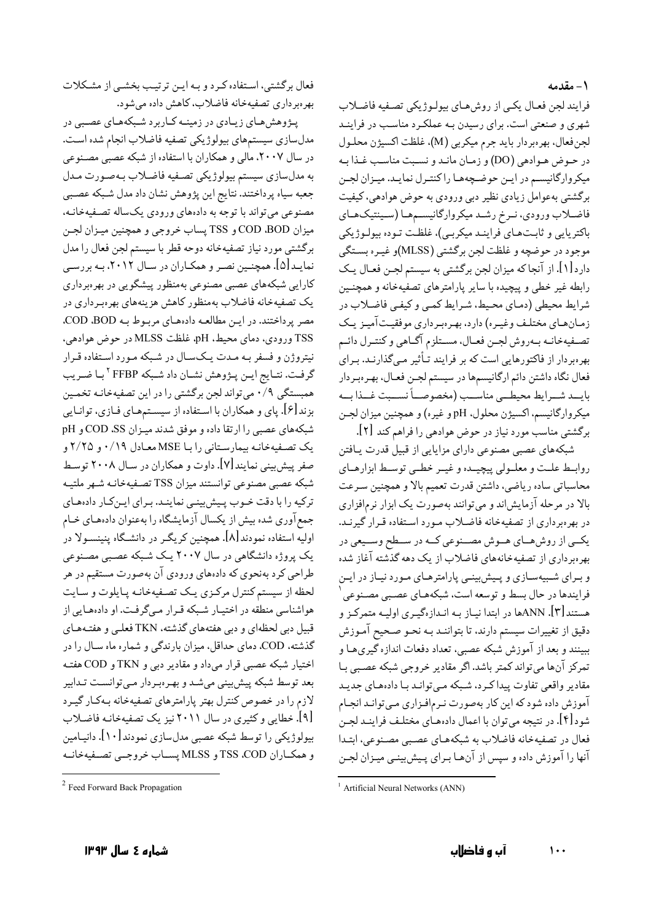## ۱- مقدمه

فرایند لجن فعـال یکـی از روش‌هـای بیولـوژیکی تصـفیه فاضـلاب شهری و صنعتی است. برای رسیدن بـه عملکـرد مناسـب در فراینـد لجن‌فعال، بهره‌بردار باید جرم میکربی (M)، غلظت اکسیژن محلـول در حـوض هـوادهی (DO) و زمـان مانـد و نسـبت مناسـب غـذا بـه میکروارگانیسـم در ایـن حوضـچه‌هـا را کنتـرل نمایـد. میـزان لجـن برگشتی به‌عوامل زیادی نظیر دبی ورودی به حوض هوادهی، کیفیت فاضـلاب ورودی، نـرخ رشـد میکروارگانیسـم‌هـا (سـینتیک‌هـای باکتریایی و ثابت‌های فراینـد میکربـی)، غلظـت تـوده بیولـوژیکی موجود در حوضچه و غلظت لجن برگشتی (MLSS)و غیـره بسـتگی دارد[1]. از آنجا که میزان لجن برگشتی به سیستم لجـن فعـال یـک رابطه غیر خطی و پیچیده با سایر پارامترهای تصفیه‌خانه و همچنـین شرایط محیطی (دمای محـیط، شـرایط کمـی و کیفـی فاضـلاب در زمـان‌هـای مختلـف وغیـره) دارد، بهـره‌بـرداری موفقیـت‌آمیـز یـک تصـفیه‌خانـه بـه‌روش لجـن فعـال، مسـتلزم آگـاهی و کنتـرل دائـم بهره‌بردار از فاکتورهایی است که بر فرایند تـأثیر مـی‌گذارنـد. بـرای فعال نگاه داشتن دائم ارگانیسم‌ها در سیستم لجـن فعـال، بهـره‌بـردار بایــد شــرایط محیطــی مناســب (مخصوصــاً نســبت غــذا بــه میکروارگانیسم، اکسیژن محلول، pH و غیره) و همچنین میزان لجـن برگشتی مناسب مورد نیاز در حوض هوادهی را فراهم کند [2].

شبکه‌های عصبی مصنوعی دارای مزایایی از قبیل قدرت یـافتن روابـط علـت و معلـولی پیچیـده و غیـر خطـی توسـط ابزارهـای محاسباتی ساده ریاضی، داشتن قدرت تعمیم بالا و همچنین سـرعت بالا در مرحله آزمایش‌اند و می‌توانند به‌صورت یک ابزار نرم‌افزاری در بهره‌برداری از تصفیه‌خانه فاضـلاب مـورد اسـتفاده قـرار گیرنـد. یکــی از روش‌هــای هــوش مصــنوعی کــه در ســطح وســیعی در بهره‌برداری از تصفیه‌خانه‌های فاضلاب از یک دهه گذشته آغاز شده و بـرای شـبیه‌سـازی و پـیش‌بینـی پارامترهـای مـورد نیـاز در ایـن فرایندها در حال بسط و توسعه است، شبکه‌هـای عصـبی مصـنوعی[1] هستند[3]. ANNها در ابتدا نیـاز بـه انـدازه‌گیـری اولیـه متمرکـز و دقیق از تغییرات سیستم دارند، تا بتواننـد بـه نحـو صـحیح آمـوزش ببینند و بعد از آموزش شبکه عصبی، تعداد دفعات اندازه‌گیری‌هـا و تمرکز آن‌ها می‌تواند کمتر باشد. اگر مقادیر خروجی شبکه عصـبی بـا مقادیر واقعی تفاوت پیدا کـرد، شـبکه مـی‌توانـد بـا داده‌هـای جدیـد آموزش داده شود که این کار به‌صورت نـرم‌افـزاری مـی‌توانـد انجـام شود[4]. در نتیجه می‌توان با اعمال داده‌هـای مختلـف فراینـد لجـن فعال در تصفیه‌خانه فاضلاب به شبکه‌هـای عصـبی مصـنوعی، ابتـدا آنها را آموزش داده و سپس از آن‌هـا بـرای پـیش‌بینـی میـزان لجـن فعال برگشتی، اسـتفاده کـرد و بـه ایـن ترتیـب بخشـی از مشـکلات بهره‌برداری تصفیه‌خانه فاضلاب، کاهش داده می‌شود.

پـژوهش‌هـای زیـادی در زمینـه کـاربرد شـبکه‌هـای عصـبی در مدل‌سازی سیستم‌های بیولوژیکی تصفیه فاضلاب انجام شده اسـت. در سال ۲۰۰۷، مالی و همکاران با استفاده از شبکه عصبی مصـنوعی به مدل‌سازی سیستم بیولوژیکی تصـفیه فاضـلاب بـه‌صـورت مـدل جعبه سیاه پرداختند. نتایج این پژوهش نشان داد مدل شـبکه عصـبی مصنوعی می‌تواند با توجه به داده‌های ورودی یک‌ساله تصـفیه‌خانـه، میزان COD ،BOD و TSS پساب خروجی و همچنین میـزان لجـن برگشتی مورد نیاز تصفیه‌خانه دوحه قطر با سیستم لجن فعال را مدل نمایـد[5]. همچنـین نصـر و همکـاران در سـال ۲۰۱۲، بـه بررسـی کارایی شبکه‌های عصبی مصنوعی به‌منظور پیشگویی در بهره‌برداری یک تصفیه‌خانه فاضلاب به‌منظور کاهش هزینه‌های بهره‌بـرداری در مصر پرداختند. در ایـن مطالعـه داده‌هـای مربـوط بـه COD ،BOD، TSS ورودی، دمای محیط، pH، غلظت MLSS در حوض هوادهی، نیتروژن و فسفر بـه مـدت یـک‌سـال در شـبکه مـورد اسـتفاده قـرار گرفـت. نتـایج ایـن پـژوهش نشـان داد شـبکه FFBP[2] بـا ضـریب همبستگی ۰/۹ می‌تواند لجن برگشتی را در این تصفیه‌خانه تخمـین بزند[6]. پای و همکاران با اسـتفاده از سیسـتم‌هـای فـازی، توانـایی شبکه‌های عصبی را ارتقا داده و موفق شدند میـزان COD ،SS و pH یک تصـفیه‌خانـه بیمارسـتانی را بـا MSE معـادل ۰/۱۹ و ۲/۲۵ و صفر پیش‌بینی نمایند[7]. داوت و همکاران در سـال ۲۰۰۸ توسـط شبکه عصبی مصنوعی توانستند میزان TSS تصـفیه‌خانـه شـهر ملتیـه ترکیه را با دقت خـوب پـیش‌بینـی نماینـد. بـرای ایـن‌کـار داده‌هـای جمع‌آوری شده بیش از یکسال آزمایشگاه را به‌عنوان داده‌هـای خـام اولیه استفاده نمودند[8]. همچنین کریگـر در دانشـگاه پنیسـولا در یک پروژه دانشگاهی در سال ۲۰۰۷ یـک شـبکه عصـبی مصـنوعی طراحی کرد به‌نحوی که داده‌های ورودی آن به‌صورت مستقیم در هر لحظه از سیستم کنترل مرکـزی یـک تصـفیه‌خانـه پـایلوت و سـایت هواشناسی منطقه در اختیـار شـبکه قـرار مـی‌گرفـت. او داده‌هـایی از قبیل دبی لحظه‌ای و دبی هفته‌های گذشته، TKN فعلـی و هفتـه‌هـای گذشته، COD، دمای حداقل، میزان بارندگی و شماره ماه سـال را در اختیار شبکه عصبی قرار می‌داد و مقادیر دبـی و TKN و COD هفتـه بعد توسط شبکه پیش‌بینی می‌شـد و بهـره‌بـردار مـی‌توانسـت تـدابیر لازم را در خصوص کنترل بهتر پارامترهای تصفیه‌خانه بـه‌کـار گیـرد [9]. خطایی و کثیری در سال ۲۰۱۱ نیز یک تصفیه‌خانـه فاضـلاب بیولوژیکی را توسط شبکه عصبی مدل‌سازی نمودند[10]. دانیـامین و همکـاران TSS ،COD و MLSS پسـاب خروجـی تصـفیه‌خانـه

---

[1] Artificial Neural Networks (ANN)

[2] Feed Forward Back Propagation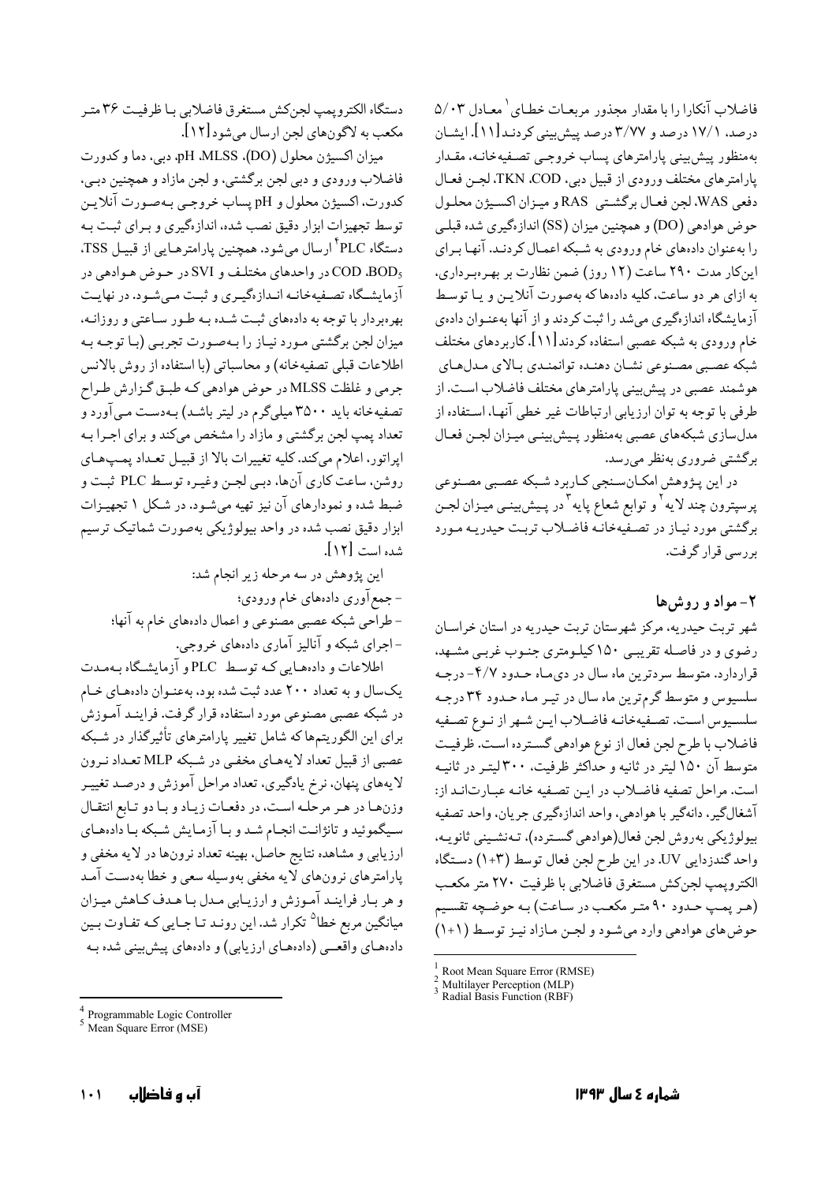فاضلاب آنکارا را با مقدار مجذور مربعات خطای[1] معادل ۵/۰۳ درصد، ۱۷/۱ درصد و ۳/۷۷ درصد پیش‌بینی کردند [۱۱]. ایشان به‌منظور پیش‌بینی پارامترهای پساب خروجی تصفیه‌خانه، مقدار پارامترهای مختلف ورودی از قبیل دبی، COD، TKN، لجن فعال دفعی WAS، لجن فعال برگشتی RAS و میزان اکسیژن محلول حوض هوادهی (DO) و همچنین میزان (SS) اندازه‌گیری شده قبلی را به‌عنوان داده‌های خام ورودی به شبکه اعمال کردند. آنها برای این‌کار مدت ۲۹۰ ساعت (۱۲ روز) ضمن نظارت بر بهره‌برداری، به ازای هر دو ساعت، کلیه داده‌ها که به‌صورت آنلاین و یا توسط آزمایشگاه اندازه‌گیری می‌شد را ثبت کردند و از آنها به‌عنوان داده‌ی خام ورودی به شبکه عصبی استفاده کردند [۱۱]. کاربردهای مختلف شبکه عصبی مصنوعی نشان دهنده توانمندی بالای مدل‌های هوشمند عصبی در پیش‌بینی پارامترهای مختلف فاضلاب است. از طرفی با توجه به توان ارزیابی ارتباطات غیر خطی آنها، استفاده از مدل‌سازی شبکه‌های عصبی به‌منظور پیش‌بینی میزان لجن فعال برگشتی ضروری به‌نظر می‌رسد.

در این پژوهش امکان‌سنجی کاربرد شبکه عصبی مصنوعی پرسپترون چند لایه[2] و توابع شعاع پایه[3] در پیش‌بینی میزان لجن برگشتی مورد نیاز در تصفیه‌خانه فاضلاب تربت حیدریه مورد بررسی قرار گرفت.

## ۲- مواد و روش‌ها

شهر تربت حیدریه، مرکز شهرستان تربت حیدریه در استان خراسان رضوی و در فاصله تقریبی ۱۵۰ کیلومتری جنوب غربی مشهد، قراردارد. متوسط سردترین ماه سال در دی‌ماه حدود ۴/۷- درجه سلسیوس و متوسط گرم‌ترین ماه سال در تیر ماه حدود ۳۴ درجه سلسیوس است. تصفیه‌خانه فاضلاب این شهر از نوع تصفیه فاضلاب با طرح لجن فعال از نوع هوادهی گسترده است. ظرفیت متوسط آن ۱۵۰ لیتر در ثانیه و حداکثر ظرفیت، ۳۰۰ لیتر در ثانیه است. مراحل تصفیه فاضلاب در این تصفیه خانه عبارت‌اند از: آشغالگیر، دانه‌گیر با هوادهی، واحد اندازه‌گیری جریان، واحد تصفیه بیولوژیکی به‌روش لجن فعال(هوادهی گسترده)، ته‌نشینی ثانویه، واحد گندزدایی UV. در این طرح لجن فعال توسط (۱+۳) دستگاه الکتروپمپ لجن‌کش مستغرق فاضلابی با ظرفیت ۲۷۰ متر مکعب (هر پمپ حدود ۹۰ متر مکعب در ساعت) به حوضچه تقسیم حوض‌های هوادهی وارد می‌شود و لجن مازاد نیز توسط (۱+۱) دستگاه الکتروپمپ لجن‌کش مستغرق فاضلابی با ظرفیت ۳۶ متر مکعب به لاگون‌های لجن ارسال می‌شود [۱۲].

میزان اکسیژن محلول (DO)، MLSS، pH، دبی، دما و کدورت فاضلاب ورودی و دبی لجن برگشتی، و لجن مازاد و همچنین دبی، کدورت، اکسیژن محلول و pH پساب خروجی به‌صورت آنلاین توسط تجهیزات ابزار دقیق نصب شده، اندازه‌گیری و برای ثبت به دستگاه PLC[4] ارسال می‌شود. همچنین پارامترهایی از قبیل TSS، $BOD_5$، COD و SVI در واحدهای مختلف و MLSS در حوض هوادهی در آزمایشگاه تصفیه‌خانه اندازه‌گیری و ثبت می‌شود. در نهایت بهره‌بردار با توجه به داده‌های ثبت شده به طور ساعتی و روزانه، میزان لجن برگشتی مورد نیاز را به‌صورت تجربی (با توجه به اطلاعات قبلی تصفیه‌خانه) و محاسباتی (با استفاده از روش بالانس جرمی و غلظت MLSS در حوض هوادهی که طبق گزارش طراح تصفیه‌خانه باید ۳۵۰۰ میلی‌گرم در لیتر باشد) به‌دست می‌آورد و تعداد پمپ لجن برگشتی و مازاد را مشخص می‌کند و برای اجرا به اپراتور، اعلام می‌کند. کلیه تغییرات بالا از قبیل تعداد پمپ‌های روشن، ساعت کاری آن‌ها، دبی لجن وغیره توسط PLC ثبت و ضبط شده و نمودارهای آن نیز تهیه می‌شود. در شکل ۱ تجهیزات ابزار دقیق نصب شده در واحد بیولوژیکی به‌صورت شماتیک ترسیم شده است [۱۲].

این پژوهش در سه مرحله زیر انجام شد:

- جمع‌آوری داده‌های خام ورودی؛
- طراحی شبکه عصبی مصنوعی و اعمال داده‌های خام به آنها؛
- اجرای شبکه و آنالیز آماری داده‌های خروجی.

اطلاعات و داده‌هایی که توسط PLC و آزمایشگاه به‌مدت یک‌سال و به تعداد ۲۰۰ عدد ثبت شده بود، به‌عنوان داده‌های خام در شبکه عصبی مصنوعی مورد استفاده قرار گرفت. فرایند آموزش برای این الگوریتم‌ها که شامل تغییر پارامترهای تأثیرگذار در شبکه عصبی از قبیل تعداد لایه‌های مخفی در شبکه MLP تعداد نرون لایه‌های پنهان، نرخ یادگیری، تعداد مراحل آموزش و درصد تغییر وزن‌ها در هر مرحله است، در دفعات زیاد و با تابع انتقال سیگموئید و تانژانت انجام شد و با آزمایش شبکه با داده‌های ارزیابی و مشاهده نتایج حاصل، بهینه تعداد نرون‌ها در لایه مخفی و پارامترهای نرون‌های لایه مخفی به‌وسیله سعی و خطا به‌دست آمد و هر بار فرایند آموزش و ارزیابی مدل با هدف کاهش میزان میانگین مربع خطا[5] تکرار شد. این روند تا جایی که تفاوت بین داده‌های واقعی (داده‌های ارزیابی) و داده‌های پیش‌بینی شده به

---

[1] Root Mean Square Error (RMSE)
[2] Multilayer Perception (MLP)
[3] Radial Basis Function (RBF)
[4] Programmable Logic Controller
[5] Mean Square Error (MSE)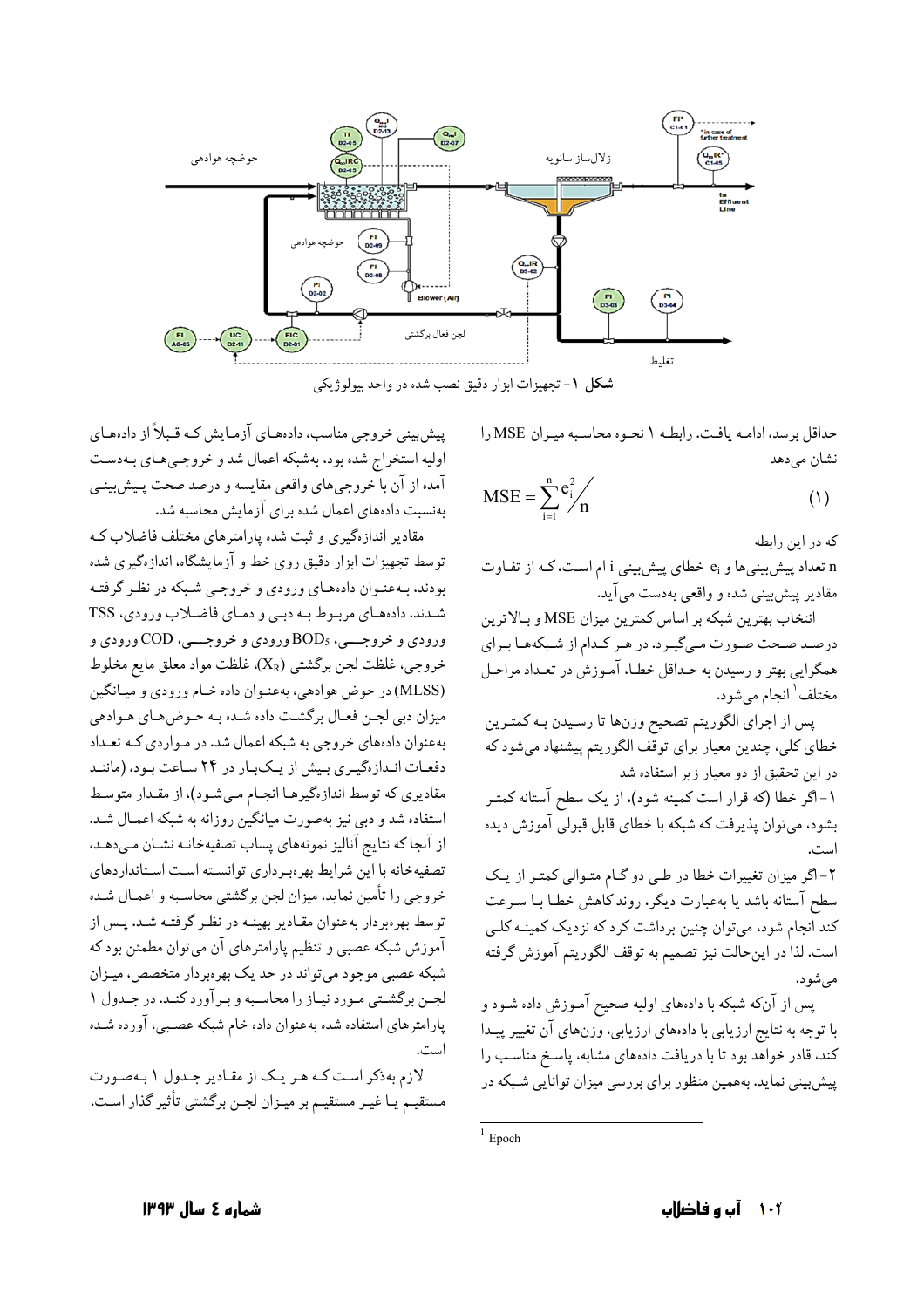شکل ۱- تجهیزات ابزار دقیق نصب شده در واحد بیولوژیکی

حداقل برسد، ادامه یافت. رابطه ۱ نحوه محاسبه میزان MSE را نشان می‌دهد

$$\mathrm{MSE} = \sum_{i=1}^{n} e_i^2 \Big/ n \qquad (1)$$

که در این رابطه

n تعداد پیش‌بینی‌ها و $e_i$ خطای پیش‌بینی i ام است، که از تفاوت مقادیر پیش‌بینی شده و واقعی به‌دست می‌آید.

انتخاب بهترین شبکه بر اساس کمترین میزان MSE و بالاترین درصد صحت صورت می‌گیرد. در هر کدام از شبکه‌ها برای همگرایی بهتر و رسیدن به حداقل خطا، آموزش در تعداد مراحل مختلف[1] انجام می‌شود.

پس از اجرای الگوریتم تصحیح وزن‌ها تا رسیدن به کمترین خطای کلی، چندین معیار برای توقف الگوریتم پیشنهاد می‌شود که در این تحقیق از دو معیار زیر استفاده شد

۱- اگر خطا (که قرار است کمینه شود)، از یک سطح آستانه کمتر بشود، می‌توان پذیرفت که شبکه با خطای قابل قبولی آموزش دیده است.

۲- اگر میزان تغییرات خطا در طی دو گام متوالی کمتر از یک سطح آستانه باشد یا به‌عبارت دیگر، روند کاهش خطا با سرعت کند انجام شود، می‌توان چنین برداشت کرد که نزدیک کمینه کلی است. لذا در این‌حالت نیز تصمیم به توقف الگوریتم آموزش گرفته می‌شود.

پس از آنکه شبکه با داده‌های اولیه صحیح آموزش داده شود و با توجه به نتایج ارزیابی با داده‌های ارزیابی، وزن‌های آن تغییر پیدا کند، قادر خواهد بود تا با دریافت داده‌های مشابه، پاسخ مناسب را پیش‌بینی نماید. به‌همین منظور برای بررسی میزان توانایی شبکه در پیش‌بینی خروجی مناسب، داده‌های آزمایش که قبلاً از داده‌های اولیه استخراج شده بود، به‌شبکه اعمال شد و خروجی‌های به‌دست آمده از آن با خروجی‌های واقعی مقایسه و درصد صحت پیش‌بینی به‌نسبت داده‌های اعمال شده برای آزمایش محاسبه شد.

مقادیر اندازه‌گیری و ثبت شده پارامترهای مختلف فاضلاب که توسط تجهیزات ابزار دقیق روی خط و آزمایشگاه، اندازه‌گیری شده بودند، به‌عنوان داده‌های ورودی و خروجی شبکه در نظر گرفته شدند. داده‌های مربوط به دبی و دمای فاضلاب ورودی، TSS ورودی و خروجی، $BOD_5$ ورودی و خروجی، COD ورودی و خروجی، غلظت لجن برگشتی ($X_R$)، غلظت مواد معلق مایع مخلوط (MLSS) در حوض هوادهی، به‌عنوان داده خام ورودی و میانگین میزان دبی لجن فعال برگشت داده شده به حوض‌های هوادهی به‌عنوان داده‌های خروجی به شبکه اعمال شد. در مواردی که تعداد دفعات اندازه‌گیری بیش از یک‌بار در ۲۴ ساعت بود، (مانند مقادیری که توسط اندازه‌گیرها انجام می‌شود)، از مقدار متوسط استفاده شد و دبی نیز به‌صورت میانگین روزانه به شبکه اعمال شد. از آنجا که نتایج آنالیز نمونه‌های پساب تصفیه‌خانه نشان می‌دهد، تصفیه‌خانه با این شرایط بهره‌برداری توانسته است استانداردهای خروجی را تأمین نماید، میزان لجن برگشتی محاسبه و اعمال شده توسط بهره‌بردار به‌عنوان مقادیر بهینه در نظر گرفته شد. پس از آموزش شبکه عصبی و تنظیم پارامترهای آن می‌توان مطمئن بود که شبکه عصبی موجود می‌تواند در حد یک بهره‌بردار متخصص، میزان لجن برگشتی مورد نیاز را محاسبه و برآورد کند. در جدول ۱ پارامترهای استفاده شده به‌عنوان داده خام شبکه عصبی، آورده شده است.

لازم به‌ذکر است که هر یک از مقادیر جدول ۱ به‌صورت مستقیم یا غیر مستقیم بر میزان لجن برگشتی تأثیر گذار است.

---
[1] Epoch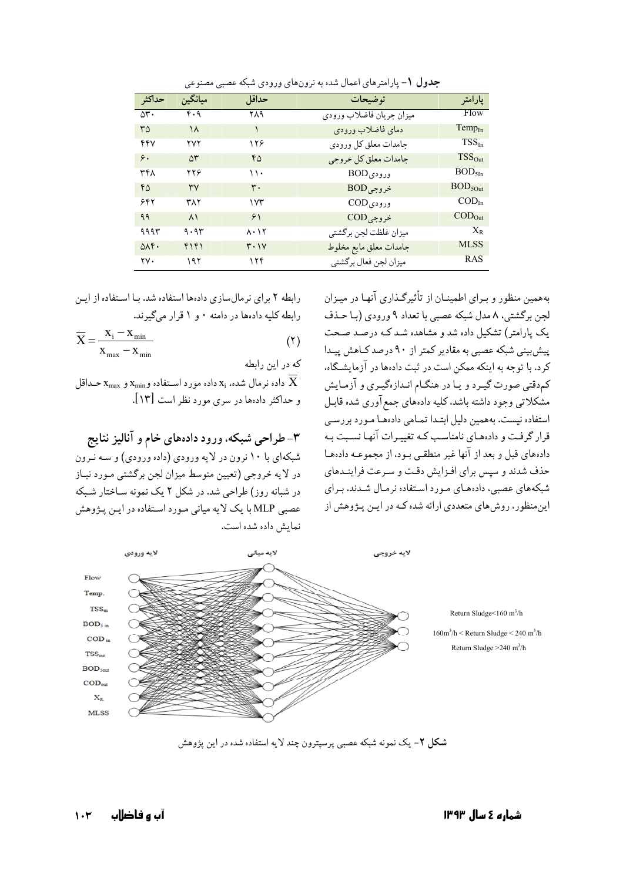**جدول ۱**- پارامترهای اعمال شده به نرون‌های ورودی شبکه عصبی مصنوعی

| پارامتر | توضیحات | حداقل | میانگین | حداکثر |
|---|---|---|---|---|
| Flow | میزان جریان فاضلاب ورودی | ۲۸۹ | ۴۰۹ | ۵۳۰ |
| $Temp_{In}$ | دمای فاضلاب ورودی | ۱ | ۱۸ | ۳۵ |
| $TSS_{In}$ | جامدات معلق کل ورودی | ۱۲۶ | ۲۷۲ | ۴۴۷ |
| $TSS_{Out}$ | جامدات معلق کل خروجی | ۴۵ | ۵۳ | ۶۰ |
| $BOD_{5In}$ | BOD ورودی | ۱۱۰ | ۲۲۶ | ۳۴۸ |
| $BOD_{5Out}$ | BOD خروجی | ۳۰ | ۳۷ | ۴۵ |
| $COD_{In}$ | COD ورودی | ۱۷۳ | ۳۸۲ | ۶۴۲ |
| $COD_{Out}$ | COD خروجی | ۶۱ | ۸۱ | ۹۹ |
| $X_R$ | میزان غلظت لجن برگشتی | ۸۰۱۲ | ۹۰۹۳ | ۹۹۹۳ |
| MLSS | جامدات معلق مایع مخلوط | ۳۰۱۷ | ۴۱۴۱ | ۵۸۴۰ |
| RAS | میزان لجن فعال برگشتی | ۱۲۴ | ۱۹۲ | ۲۷۰ |

به‌همین منظور و برای اطمینان از تأثیرگذاری آنها در میزان لجن برگشتی، ۸ مدل شبکه عصبی با تعداد ۹ ورودی (با حذف یک پارامتر) تشکیل داده شد و مشاهده شد که درصد صحت پیش‌بینی شبکه عصبی به مقادیر کمتر از ۹۰ درصد کاهش پیدا کرد. با توجه به اینکه ممکن است در ثبت داده‌ها در آزمایشگاه، کم‌دقتی صورت گیرد و یا در هنگام اندازه‌گیری و آزمایش مشکلاتی وجود داشته باشد، کلیه داده‌های جمع‌آوری شده قابل استفاده نیست. به‌همین دلیل ابتدا تمامی داده‌ها مورد بررسی قرار گرفت و داده‌های نامناسب که تغییرات آنها نسبت به داده‌های قبل و بعد از آنها غیر منطقی بود، از مجموعه داده‌ها حذف شدند و سپس برای افزایش دقت و سرعت فرایندهای شبکه‌های عصبی، داده‌های مورد استفاده نرمال شدند. برای این‌منظور، روش‌های متعددی ارائه شده که در این پژوهش از رابطه ۲ برای نرمال‌سازی داده‌ها استفاده شد. با استفاده از این رابطه کلیه داده‌ها در دامنه ۰ و ۱ قرار می‌گیرند.

$$\overline{X}=\frac{x_i-x_{min}}{x_{max}-x_{min}} \qquad (۲)$$

که در این رابطه

$\overline{X}$ داده نرمال شده، $x_i$ داده مورد استفاده و $x_{min}$ و $x_{max}$ حداقل و حداکثر داده‌ها در سری مورد نظر است [۱۳].

## ۳- طراحی شبکه، ورود داده‌های خام و آنالیز نتایج

شبکه‌ای با ۱۰ نرون در لایه ورودی (داده ورودی) و سه نرون در لایه خروجی (تعیین متوسط میزان لجن برگشتی مورد نیاز در شبانه روز) طراحی شد. در شکل ۲ یک نمونه ساختار شبکه عصبی MLP با یک لایه میانی مورد استفاده در این پژوهش نمایش داده شده است.

**شکل ۲**- یک نمونه شبکه عصبی پرسپترون چند لایه استفاده شده در این پژوهش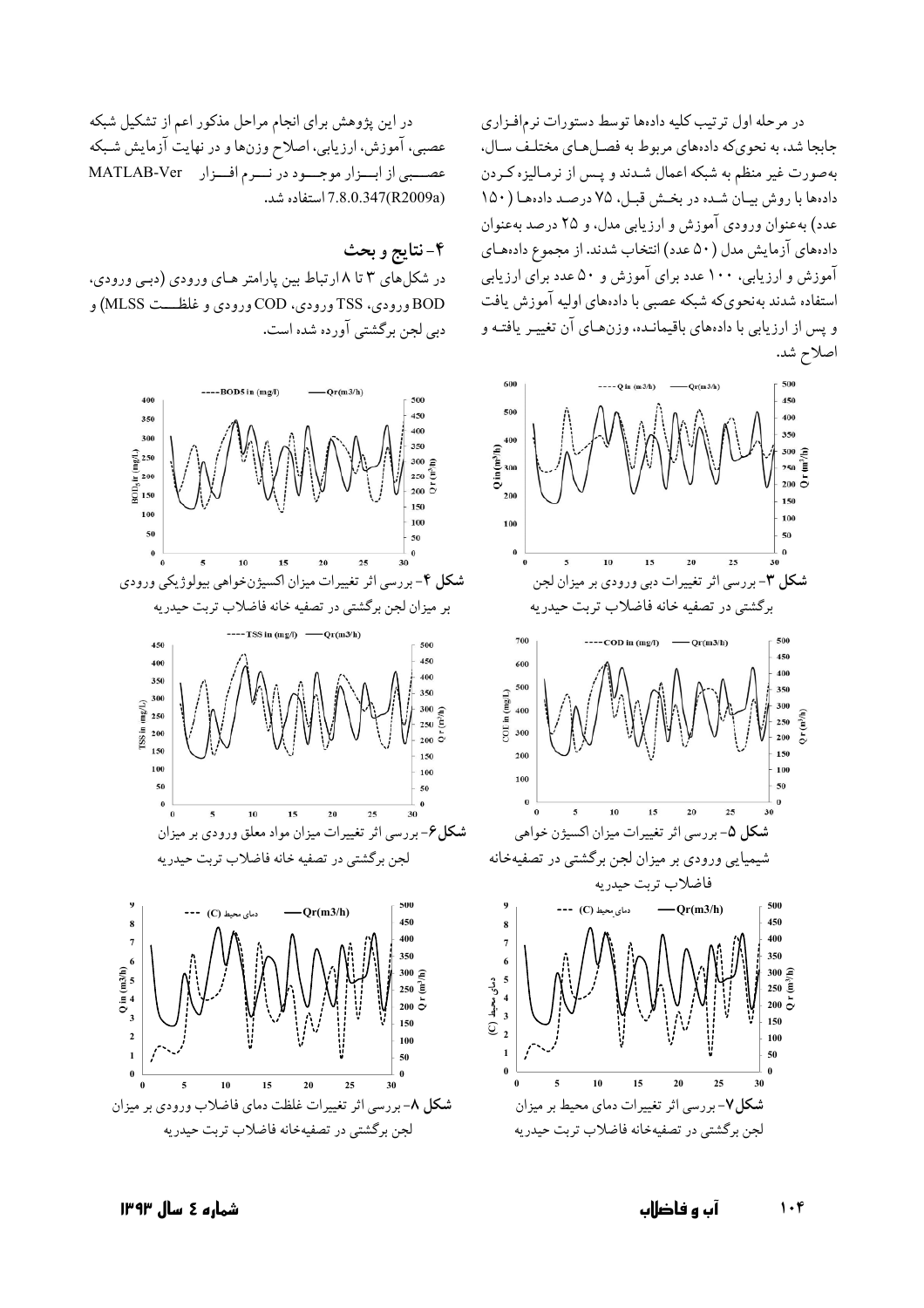در مرحله اول ترتیب کلیه داده‌ها توسط دستورات نرم‌افزاری جابجا شد، به نحوی‌که داده‌های مربوط به فصل‌های مختلف سال، به‌صورت غیر منظم به شبکه اعمال شدند و پس از نرمالیزه کردن داده‌ها با روش بیان شده در بخش قبل، ۷۵ درصد داده‌ها (۱۵۰ عدد) به‌عنوان ورودی آموزش و ارزیابی مدل، و ۲۵ درصد به‌عنوان داده‌های آزمایش مدل (۵۰ عدد) انتخاب شدند. از مجموع داده‌های آموزش و ارزیابی، ۱۰۰ عدد برای آموزش و ۵۰ عدد برای ارزیابی استفاده شدند به‌نحوی‌که شبکه عصبی با داده‌های اولیه آموزش یافت و پس از ارزیابی با داده‌های باقیمانده، وزن‌های آن تغییر یافته و اصلاح شد.

در این پژوهش برای انجام مراحل مذکور اعم از تشکیل شبکه عصبی، آموزش، ارزیابی، اصلاح وزن‌ها و در نهایت آزمایش شبکه عصبی از ابزار موجود در نرم افزار MATLAB-Ver 7.8.0.347(R2009a) استفاده شد.

## ۴- نتایج و بحث

در شکل‌های ۳ تا ۸ ارتباط بین پارامتر های ورودی (دبی ورودی، BOD ورودی، TSS ورودی، COD ورودی و غلظت MLSS) و دبی لجن برگشتی آورده شده است.

**شکل ۳**- بررسی اثر تغییرات دبی ورودی بر میزان لجن برگشتی در تصفیه خانه فاضلاب تربت حیدریه

**شکل ۴**- بررسی اثر تغییرات میزان اکسیژن‌خواهی بیولوژیکی ورودی بر میزان لجن برگشتی در تصفیه خانه فاضلاب تربت حیدریه

**شکل ۵**- بررسی اثر تغییرات میزان اکسیژن خواهی شیمیایی ورودی بر میزان لجن برگشتی در تصفیه‌خانه فاضلاب تربت حیدریه

**شکل ۶**- بررسی اثر تغییرات میزان مواد معلق ورودی بر میزان لجن برگشتی در تصفیه خانه فاضلاب تربت حیدریه

**شکل ۷**- بررسی اثر تغییرات دمای محیط بر میزان لجن برگشتی در تصفیه‌خانه فاضلاب تربت حیدریه

**شکل ۸**- بررسی اثر تغییرات غلظت دمای فاضلاب ورودی بر میزان لجن برگشتی در تصفیه‌خانه فاضلاب تربت حیدریه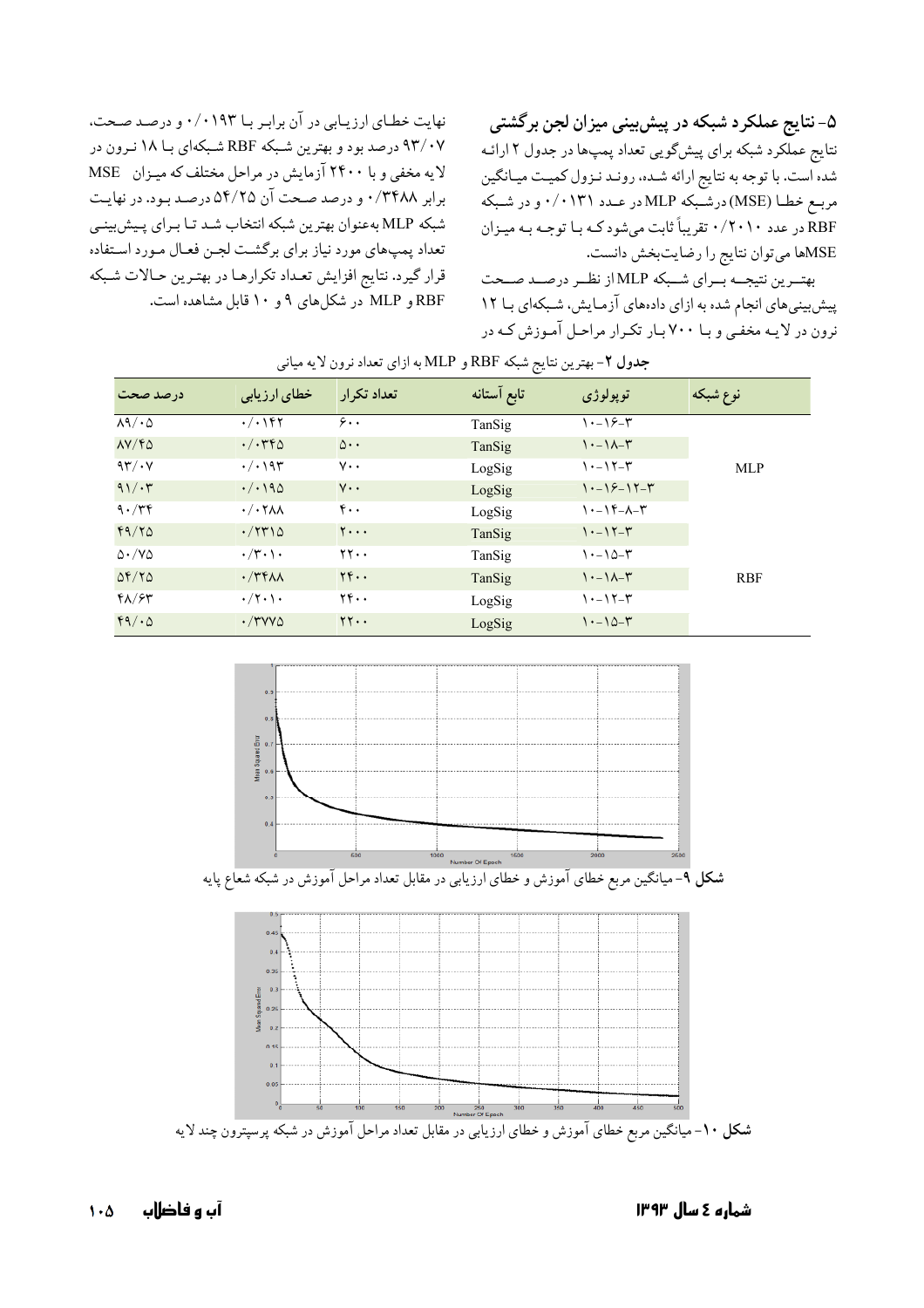## ۵- نتایج عملکرد شبکه در پیش‌بینی میزان لجن برگشتی

نتایج عملکرد شبکه برای پیش‌گویی تعداد پمپ‌ها در جدول ۲ ارائه شده است. با توجه به نتایج ارائه شده، روند نزول کمیت میانگین مربع خطا (MSE) در شبکه MLP در عدد ۰/۰۱۳۱ و در شبکه RBF در عدد ۰/۲۰۱۰ تقریباً ثابت می‌شود که با توجه به میزان MSEها می‌توان نتایج را رضایت‌بخش دانست.

بهترین نتیجه برای شبکه MLP از نظر درصد صحت پیش‌بینی‌های انجام شده به ازای داده‌های آزمایش، شبکه‌ای با ۱۲ نرون در لایه مخفی و با ۷۰۰ بار تکرار مراحل آموزش که در نهایت خطای ارزیابی در آن برابر با ۰/۰۱۹۳ و درصد صحت، ۹۳/۰۷ درصد بود و بهترین شبکه RBF شبکه‌ای با ۱۸ نرون در لایه مخفی و با ۲۴۰۰ آزمایش در مراحل مختلف که میزان MSE برابر ۰/۳۴۸۸ و درصد صحت آن ۵۴/۲۵ درصد بود. در نهایت شبکه MLP به‌عنوان بهترین شبکه انتخاب شد تا برای پیش‌بینی تعداد پمپ‌های مورد نیاز برای برگشت لجن فعال مورد استفاده قرار گیرد. نتایج افزایش تعداد تکرارها در بهترین حالات شبکه RBF و MLP در شکل‌های ۹ و ۱۰ قابل مشاهده است.

**جدول ۲**- بهترین نتایج شبکه RBF و MLP به ازای تعداد نرون لایه میانی

| نوع شبکه | توپولوژی | تابع آستانه | تعداد تکرار | خطای ارزیابی | درصد صحت |
|---|---|---|---|---|---|
| MLP | ۱۰-۱۶-۳ | TanSig | ۶۰۰ | ۰/۰۱۴۲ | ۸۹/۰۵ |
| | ۱۰-۱۸-۳ | TanSig | ۵۰۰ | ۰/۰۳۴۵ | ۸۷/۴۵ |
| | ۱۰-۱۲-۳ | LogSig | ۷۰۰ | ۰/۰۱۹۳ | ۹۳/۰۷ |
| | ۱۰-۱۶-۱۲-۳ | LogSig | ۷۰۰ | ۰/۰۱۹۵ | ۹۱/۰۳ |
| | ۱۰-۱۴-۸-۳ | LogSig | ۴۰۰ | ۰/۰۲۸۸ | ۹۰/۳۴ |
| RBF | ۱۰-۱۲-۳ | TanSig | ۲۰۰۰ | ۰/۲۳۱۵ | ۴۹/۲۵ |
| | ۱۰-۱۵-۳ | TanSig | ۲۲۰۰ | ۰/۳۰۱۰ | ۵۰/۷۵ |
| | ۱۰-۱۸-۳ | TanSig | ۲۴۰۰ | ۰/۳۴۸۸ | ۵۴/۲۵ |
| | ۱۰-۱۲-۳ | LogSig | ۲۴۰۰ | ۰/۲۰۱۰ | ۴۸/۶۳ |
| | ۱۰-۱۵-۳ | LogSig | ۲۲۰۰ | ۰/۳۷۷۵ | ۴۹/۰۵ |

**شکل ۹**- میانگین مربع خطای آموزش و خطای ارزیابی در مقابل تعداد مراحل آموزش در شبکه شعاع پایه

**شکل ۱۰**- میانگین مربع خطای آموزش و خطای ارزیابی در مقابل تعداد مراحل آموزش در شبکه پرسپترون چند لایه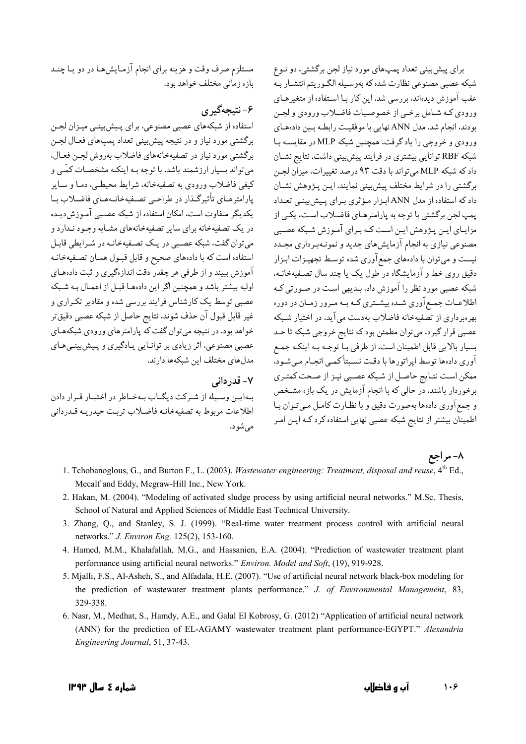برای پیش‌بینی تعداد پمپ‌های مورد نیاز لجن برگشتی، دو نوع شبکه عصبی مصنوعی نظارت شده که به‌وسیله الگوریتم انتشار به عقب آموزش دیده‌اند، بررسی شد. این کار با استفاده از متغیرهای ورودی که شامل برخی از خصوصیات فاضلاب ورودی و لجن بودند، انجام شد. مدل ANN نهایی با موفقیت رابطه بین داده‌های ورودی و خروجی را یاد گرفت. همچنین شبکه MLP در مقایسه با شبکه RBF توانایی بیشتری در فرایند پیش‌بینی داشت. نتایج نشان داد که شبکه MLP می‌تواند با دقت ۹۳ درصد تغییرات، میزان لجن برگشتی را در شرایط مختلف پیش‌بینی نمایند. این پژوهش نشان داد که استفاده از مدل ANN ابزار مؤثری برای پیش‌بینی تعداد پمپ لجن برگشتی با توجه به پارامترهای فاضلاب است، یکی از مزایای این پژوهش این است که برای آموزش شبکه عصبی مصنوعی نیازی به انجام آزمایش‌های جدید و نمونه‌برداری مجدد نیست و می‌توان با داده‌های جمع‌آوری شده توسط تجهیزات ابزار دقیق روی خط و آزمایشگاه در طول یک یا چند سال تصفیه‌خانه، شبکه عصبی مورد نظر را آموزش داد. بدیهی است در صورتی که اطلاعات جمع‌آوری شده بیشتری که به مرور زمان در دوره بهره‌برداری از تصفیه‌خانه فاضلاب به‌دست می‌آید، در اختیار شبکه عصبی قرار گیرد، می‌توان مطمئن بود که نتایج خروجی شبکه تا حد بسیار بالایی قابل اطمینان است. از طرفی با توجه به اینکه جمع آوری داده‌ها توسط اپراتورها با دقت نسبتاً کمی انجام می‌شود، ممکن است نتایج حاصل از شبکه عصبی نیز از صحت کمتری برخوردار باشند. در حالی که با انجام آزمایش در یک بازه مشخص و جمع‌آوری داده‌ها به‌صورت دقیق و با نظارت کامل می‌توان با اطمینان بیشتر از نتایج شبکه عصبی نهایی استفاده کرد که این امر مستلزم صرف وقت و هزینه برای انجام آزمایش‌ها در دو یا چند بازه زمانی مختلف خواهد بود.

## ۶- نتیجه‌گیری

استفاده از شبکه‌های عصبی مصنوعی، برای پیش‌بینی میزان لجن برگشتی مورد نیاز و در نتیجه پیش‌بینی تعداد پمپ‌های فعال لجن برگشتی مورد نیاز در تصفیه‌خانه‌های فاضلاب به‌روش لجن فعال، می‌تواند بسیار ارزشمند باشد. با توجه به اینکه مشخصات کمّی و کیفی فاضلاب ورودی به تصفیه‌خانه، شرایط محیطی، دما و سایر پارامترهای تأثیرگذار در طراحی تصفیه‌خانه‌های فاضلاب با یکدیگر متفاوت است، امکان استفاده از شبکه عصبی آموزش‌دیده در یک تصفیه‌خانه برای سایر تصفیه‌خانه‌های مشابه وجود ندارد و می‌توان گفت، شبکه عصبی در یک تصفیه‌خانه در شرایطی قابل استفاده است که با داده‌های صحیح و قابل قبول همان تصفیه‌خانه آموزش ببیند و از طرفی هر چقدر دقت اندازه‌گیری و ثبت داده‌های اولیه بیشتر باشد و همچنین اگر این داده‌ها قبل از اعمال به شبکه عصبی توسط یک کارشناس فرایند بررسی شده و مقادیر تکراری و غیر قابل قبول آن حذف شوند، نتایج حاصل از شبکه عصبی دقیق‌تر خواهد بود. در نتیجه می‌توان گفت که پارامترهای ورودی شبکه‌های عصبی مصنوعی، اثر زیادی بر توانایی یادگیری و پیش‌بینی‌های مدل‌های مختلف این شبکه‌ها دارند.

## ۷- قدردانی

بدین وسیله از شرکت دیگاب به‌خاطر در اختیار قرار دادن اطلاعات مربوط به تصفیه‌خانه فاضلاب تربت حیدریه قدردانی می‌شود.

## ۸- مراجع

1. Tchobanoglous, G., and Burton F., L. (2003). *Wastewater engineering: Treatment, disposal and reuse*, 4th Ed., Mecalf and Eddy, Mcgraw-Hill Inc., New York.
2. Hakan, M. (2004). "Modeling of activated sludge process by using artificial neural networks." M.Sc. Thesis, School of Natural and Applied Sciences of Middle East Technical University.
3. Zhang, Q., and Stanley, S. J. (1999). "Real-time water treatment process control with artificial neural networks." *J. Environ Eng.* 125(2), 153-160.
4. Hamed, M.M., Khalafallah, M.G., and Hassanien, E.A. (2004). "Prediction of wastewater treatment plant performance using artificial neural networks." *Environ. Model and Soft*, (19), 919-928.
5. Mjalli, F.S., Al-Asheh, S., and Alfadala, H.E. (2007). "Use of artificial neural network black-box modeling for the prediction of wastewater treatment plants performance." *J. of Environmental Management*, 83, 329-338.
6. Nasr, M., Medhat, S., Hamdy, A.E., and Galal El Kobrosy, G. (2012) "Application of artificial neural network (ANN) for the prediction of EL-AGAMY wastewater treatment plant performance-EGYPT." *Alexandria Engineering Journal*, 51, 37-43.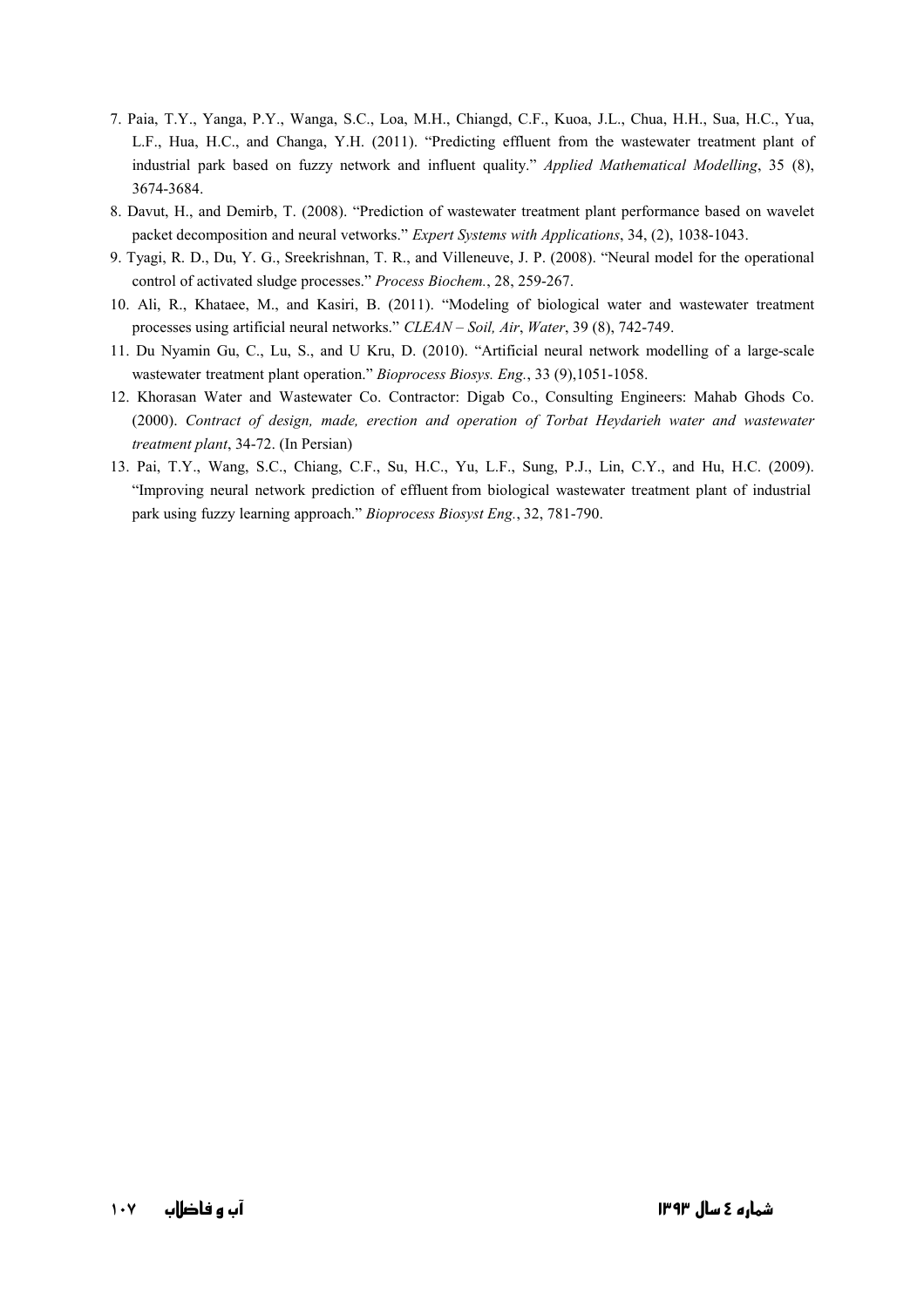7. Paia, T.Y., Yanga, P.Y., Wanga, S.C., Loa, M.H., Chiangd, C.F., Kuoa, J.L., Chua, H.H., Sua, H.C., Yua, L.F., Hua, H.C., and Changa, Y.H. (2011). "Predicting effluent from the wastewater treatment plant of industrial park based on fuzzy network and influent quality." *Applied Mathematical Modelling*, 35 (8), 3674-3684.
8. Davut, H., and Demirb, T. (2008). "Prediction of wastewater treatment plant performance based on wavelet packet decomposition and neural vetworks." *Expert Systems with Applications*, 34, (2), 1038-1043.
9. Tyagi, R. D., Du, Y. G., Sreekrishnan, T. R., and Villeneuve, J. P. (2008). "Neural model for the operational control of activated sludge processes." *Process Biochem.*, 28, 259-267.
10. Ali, R., Khataee, M., and Kasiri, B. (2011). "Modeling of biological water and wastewater treatment processes using artificial neural networks." *CLEAN – Soil, Air*, *Water*, 39 (8), 742-749.
11. Du Nyamin Gu, C., Lu, S., and U Kru, D. (2010). "Artificial neural network modelling of a large-scale wastewater treatment plant operation." *Bioprocess Biosys. Eng.*, 33 (9),1051-1058.
12. Khorasan Water and Wastewater Co. Contractor: Digab Co., Consulting Engineers: Mahab Ghods Co. (2000). *Contract of design, made, erection and operation of Torbat Heydarieh water and wastewater treatment plant*, 34-72. (In Persian)
13. Pai, T.Y., Wang, S.C., Chiang, C.F., Su, H.C., Yu, L.F., Sung, P.J., Lin, C.Y., and Hu, H.C. (2009). "Improving neural network prediction of effluent from biological wastewater treatment plant of industrial park using fuzzy learning approach." *Bioprocess Biosyst Eng.*, 32, 781-790.